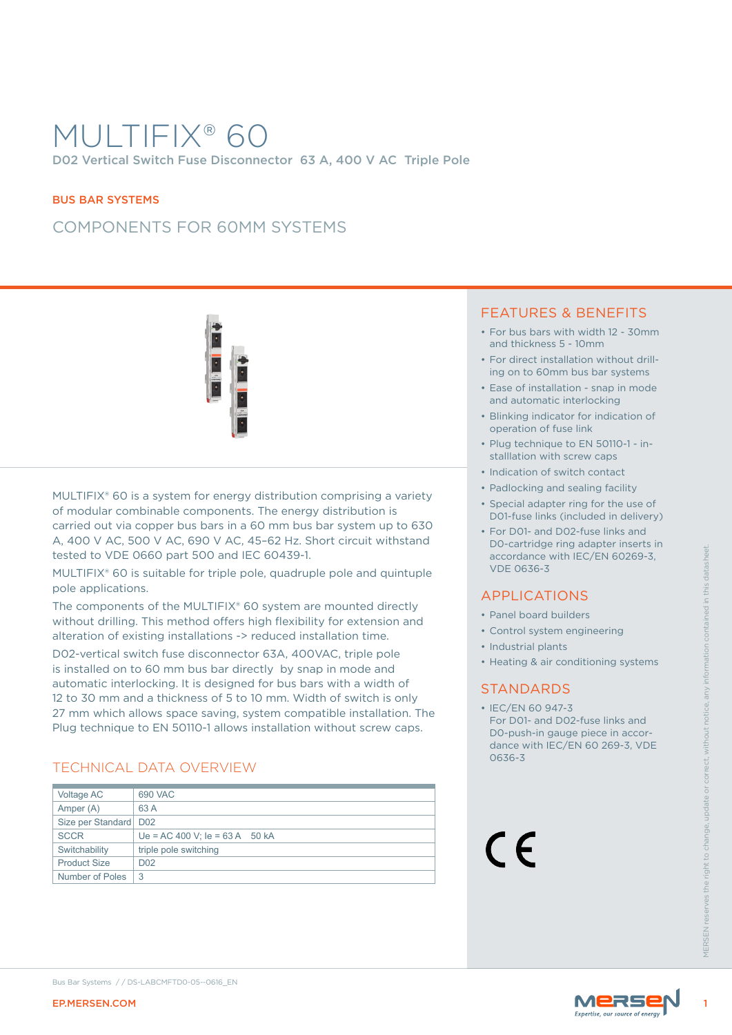# MULTIFIX® 60

D02 Vertical Switch Fuse Disconnector 63 A, 400 V AC Triple Pole

BUS BAR SYSTEMS

## COMPONENTS FOR 60MM SYSTEMS

MULTIFIX® 60 is a system for energy distribution comprising a variety of modular combinable components. The energy distribution is carried out via copper bus bars in a 60 mm bus bar system up to 630 A, 400 V AC, 500 V AC, 690 V AC, 45–62 Hz. Short circuit withstand tested to VDE 0660 part 500 and IEC 60439-1.

MULTIFIX® 60 is suitable for triple pole, quadruple pole and quintuple pole applications.

The components of the MULTIFIX® 60 system are mounted directly without drilling. This method offers high flexibility for extension and alteration of existing installations -> reduced installation time.

D02-vertical switch fuse disconnector 63A, 400VAC, triple pole is installed on to 60 mm bus bar directly by snap in mode and automatic interlocking. It is designed for bus bars with a width of 12 to 30 mm and a thickness of 5 to 10 mm. Width of switch is only 27 mm which allows space saving, system compatible installation. The Plug technique to EN 50110-1 allows installation without screw caps.

## TECHNICAL DATA OVERVIEW

| | |
|---|---|
| Voltage AC | 690 VAC |
| Amper (A) | 63 A |
| Size per Standard | D02 |
| SCCR | Ue = AC 400 V; Ie = 63 A 50 kA |
| Switchability | triple pole switching |
| Product Size | D02 |
| Number of Poles | 3 |

## FEATURES & BENEFITS

- For bus bars with width 12 - 30mm and thickness 5 - 10mm
- For direct installation without drilling on to 60mm bus bar systems
- Ease of installation - snap in mode and automatic interlocking
- Blinking indicator for indication of operation of fuse link
- Plug technique to EN 50110-1 - installation with screw caps
- Indication of switch contact
- Padlocking and sealing facility
- Special adapter ring for the use of D01-fuse links (included in delivery)
- For D01- and D02-fuse links and D0-cartridge ring adapter inserts in accordance with IEC/EN 60269-3, VDE 0636-3

## APPLICATIONS

- Panel board builders
- Control system engineering
- Industrial plants
- Heating & air conditioning systems

## STANDARDS

- IEC/EN 60 947-3
  For D01- and D02-fuse links and D0-push-in gauge piece in accordance with IEC/EN 60 269-3, VDE 0636-3

CE

MERSEN reserves the right to change, update or correct, without notice, any information contained in this datasheet.

Bus Bar Systems / / DS-LABCMFTD0-05--0616_EN

EP.MERSEN.COM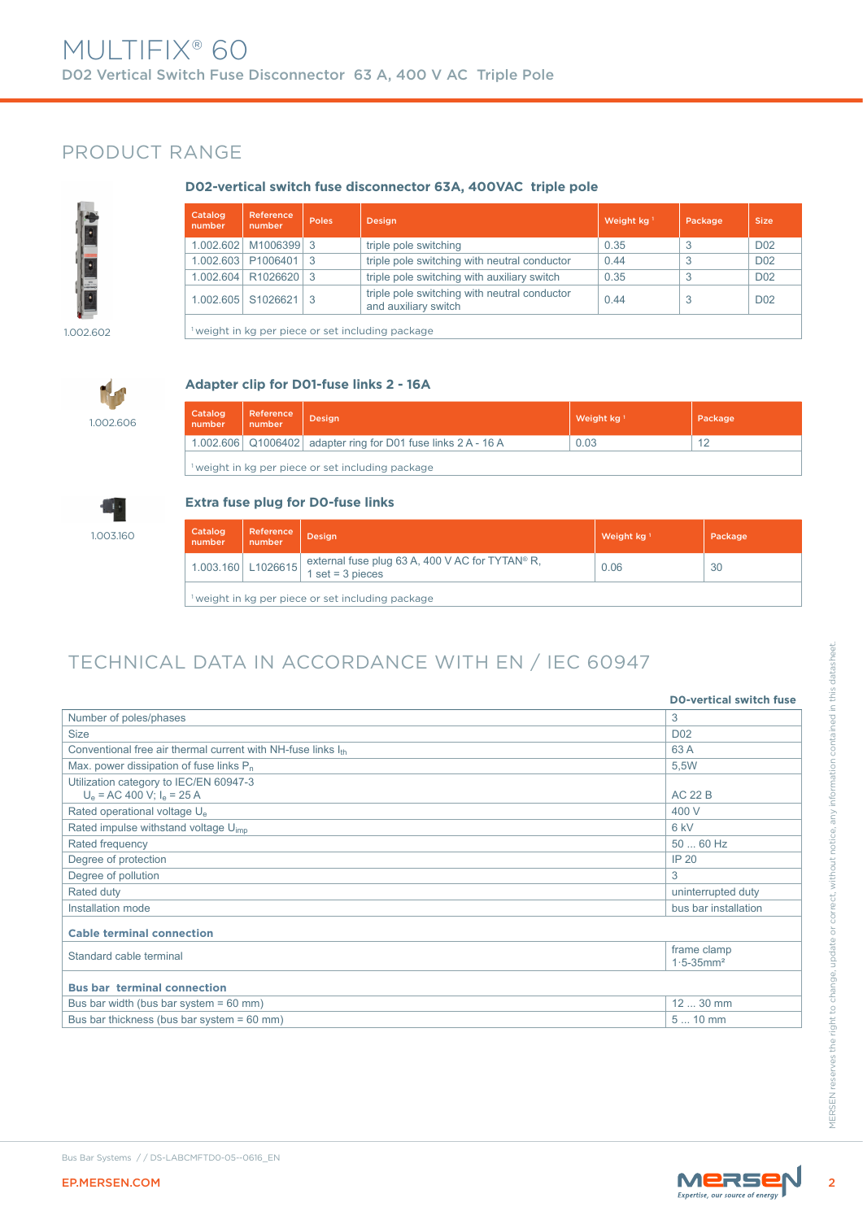# MULTIFIX® 60

D02 Vertical Switch Fuse Disconnector 63 A, 400 V AC Triple Pole

## PRODUCT RANGE

### D02-vertical switch fuse disconnector 63A, 400VAC triple pole

1.002.602

| Catalog number | Reference number | Poles | Design | Weight kg [1] | Package | Size |
|---|---|---|---|---|---|---|
| 1.002.602 | M1006399 | 3 | triple pole switching | 0.35 | 3 | D02 |
| 1.002.603 | P1006401 | 3 | triple pole switching with neutral conductor | 0.44 | 3 | D02 |
| 1.002.604 | R1026620 | 3 | triple pole switching with auxiliary switch | 0.35 | 3 | D02 |
| 1.002.605 | S1026621 | 3 | triple pole switching with neutral conductor and auxiliary switch | 0.44 | 3 | D02 |

[1] weight in kg per piece or set including package

### Adapter clip for D01-fuse links 2 - 16A

1.002.606

| Catalog number | Reference number | Design | Weight kg [1] | Package |
|---|---|---|---|---|
| 1.002.606 | Q1006402 | adapter ring for D01 fuse links 2 A - 16 A | 0.03 | 12 |

[1] weight in kg per piece or set including package

### Extra fuse plug for D0-fuse links

1.003.160

| Catalog number | Reference number | Design | Weight kg [1] | Package |
|---|---|---|---|---|
| 1.003.160 | L1026615 | external fuse plug 63 A, 400 V AC for TYTAN® R, 1 set = 3 pieces | 0.06 | 30 |

[1] weight in kg per piece or set including package

## TECHNICAL DATA IN ACCORDANCE WITH EN / IEC 60947

| | D0-vertical switch fuse |
|---|---|
| Number of poles/phases | 3 |
| Size | D02 |
| Conventional free air thermal current with NH-fuse links $I_{th}$ | 63 A |
| Max. power dissipation of fuse links $P_n$ | 5,5W |
| Utilization category to IEC/EN 60947-3 $U_e$ = AC 400 V; $I_e$ = 25 A | AC 22 B |
| Rated operational voltage $U_e$ | 400 V |
| Rated impulse withstand voltage $U_{imp}$ | 6 kV |
| Rated frequency | 50 ... 60 Hz |
| Degree of protection | IP 20 |
| Degree of pollution | 3 |
| Rated duty | uninterrupted duty |
| Installation mode | bus bar installation |
| **Cable terminal connection** | |
| Standard cable terminal | frame clamp 1·5-35mm² |
| **Bus bar terminal connection** | |
| Bus bar width (bus bar system = 60 mm) | 12 ... 30 mm |
| Bus bar thickness (bus bar system = 60 mm) | 5 ... 10 mm |

MERSEN reserves the right to change, update or correct, without notice, any information contained in this datasheet.

Bus Bar Systems / / DS-LABCMFTD0-05--0616_EN

EP.MERSEN.COM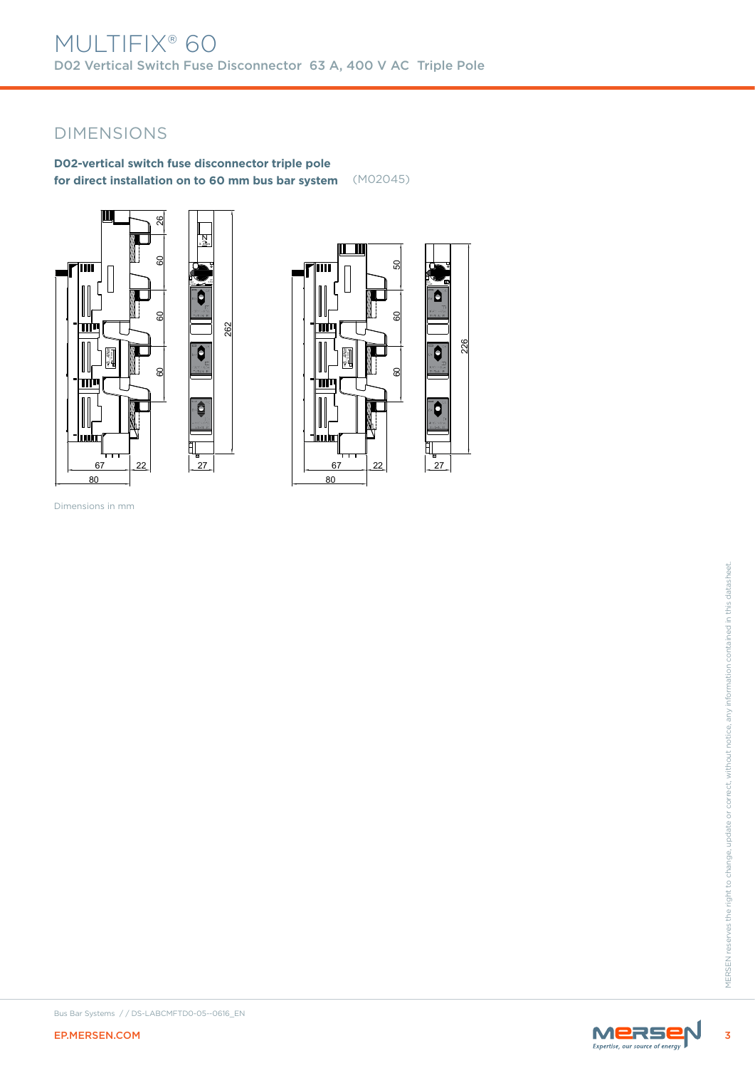# MULTIFIX® 60

D02 Vertical Switch Fuse Disconnector 63 A, 400 V AC Triple Pole

## DIMENSIONS

**D02-vertical switch fuse disconnector triple pole for direct installation on to 60 mm bus bar system** (M02045)

26
60
60
60
262
67
22
80
27

50
60
60
226
67
22
80
27

Dimensions in mm

MERSEN reserves the right to change, update or correct, without notice, any information contained in this datasheet.

Bus Bar Systems / / DS-LABCMFTD0-05--0616_EN

EP.MERSEN.COM